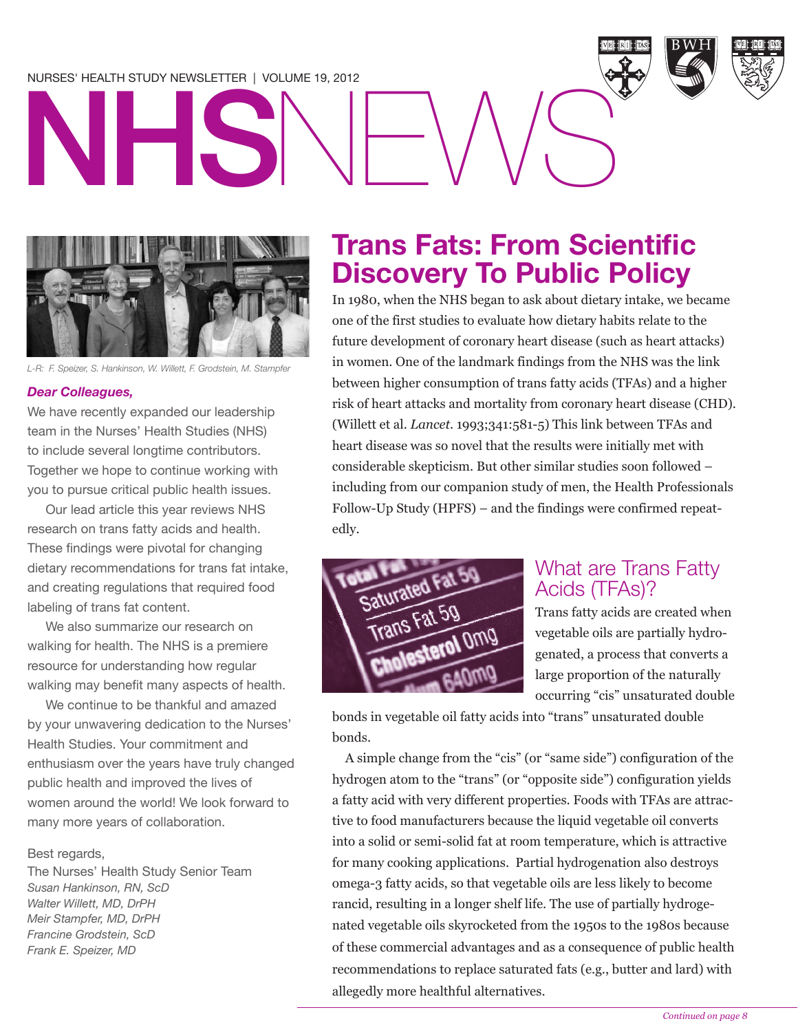NURSES' HEALTH STUDY NEWSLETTER | VOLUME 19, 2012

# NHSNEWS

L-R: F. Speizer, S. Hankinson, W. Willett, F. Grodstein, M. Stampfer

***Dear Colleagues,***

We have recently expanded our leadership team in the Nurses' Health Studies (NHS) to include several longtime contributors. Together we hope to continue working with you to pursue critical public health issues.

Our lead article this year reviews NHS research on trans fatty acids and health. These findings were pivotal for changing dietary recommendations for trans fat intake, and creating regulations that required food labeling of trans fat content.

We also summarize our research on walking for health. The NHS is a premiere resource for understanding how regular walking may benefit many aspects of health.

We continue to be thankful and amazed by your unwavering dedication to the Nurses' Health Studies. Your commitment and enthusiasm over the years have truly changed public health and improved the lives of women around the world! We look forward to many more years of collaboration.

Best regards,

The Nurses' Health Study Senior Team
*Susan Hankinson, RN, ScD*
*Walter Willett, MD, DrPH*
*Meir Stampfer, MD, DrPH*
*Francine Grodstein, ScD*
*Frank E. Speizer, MD*

## Trans Fats: From Scientific Discovery To Public Policy

In 1980, when the NHS began to ask about dietary intake, we became one of the first studies to evaluate how dietary habits relate to the future development of coronary heart disease (such as heart attacks) in women. One of the landmark findings from the NHS was the link between higher consumption of trans fatty acids (TFAs) and a higher risk of heart attacks and mortality from coronary heart disease (CHD). (Willett et al. *Lancet*. 1993;341:581-5) This link between TFAs and heart disease was so novel that the results were initially met with considerable skepticism. But other similar studies soon followed – including from our companion study of men, the Health Professionals Follow-Up Study (HPFS) – and the findings were confirmed repeatedly.

### What are Trans Fatty Acids (TFAs)?

Trans fatty acids are created when vegetable oils are partially hydrogenated, a process that converts a large proportion of the naturally occurring "cis" unsaturated double bonds in vegetable oil fatty acids into "trans" unsaturated double bonds.

A simple change from the "cis" (or "same side") configuration of the hydrogen atom to the "trans" (or "opposite side") configuration yields a fatty acid with very different properties. Foods with TFAs are attractive to food manufacturers because the liquid vegetable oil converts into a solid or semi-solid fat at room temperature, which is attractive for many cooking applications. Partial hydrogenation also destroys omega-3 fatty acids, so that vegetable oils are less likely to become rancid, resulting in a longer shelf life. The use of partially hydrogenated vegetable oils skyrocketed from the 1950s to the 1980s because of these commercial advantages and as a consequence of public health recommendations to replace saturated fats (e.g., butter and lard) with allegedly more healthful alternatives.

*Continued on page 8*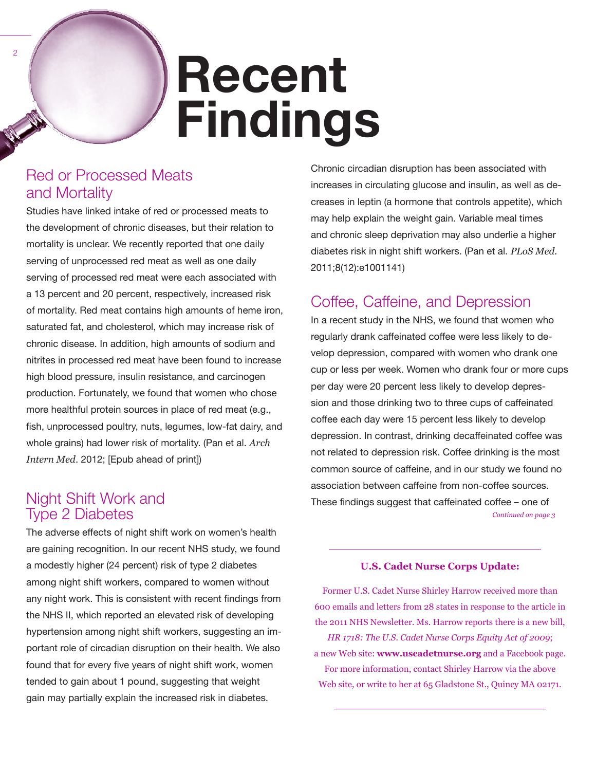# Recent Findings

## Red or Processed Meats and Mortality

Studies have linked intake of red or processed meats to the development of chronic diseases, but their relation to mortality is unclear. We recently reported that one daily serving of unprocessed red meat as well as one daily serving of processed red meat were each associated with a 13 percent and 20 percent, respectively, increased risk of mortality. Red meat contains high amounts of heme iron, saturated fat, and cholesterol, which may increase risk of chronic disease. In addition, high amounts of sodium and nitrites in processed red meat have been found to increase high blood pressure, insulin resistance, and carcinogen production. Fortunately, we found that women who chose more healthful protein sources in place of red meat (e.g., fish, unprocessed poultry, nuts, legumes, low-fat dairy, and whole grains) had lower risk of mortality. (Pan et al. *Arch Intern Med*. 2012; [Epub ahead of print])

## Night Shift Work and Type 2 Diabetes

The adverse effects of night shift work on women's health are gaining recognition. In our recent NHS study, we found a modestly higher (24 percent) risk of type 2 diabetes among night shift workers, compared to women without any night work. This is consistent with recent findings from the NHS II, which reported an elevated risk of developing hypertension among night shift workers, suggesting an important role of circadian disruption on their health. We also found that for every five years of night shift work, women tended to gain about 1 pound, suggesting that weight gain may partially explain the increased risk in diabetes. Chronic circadian disruption has been associated with increases in circulating glucose and insulin, as well as decreases in leptin (a hormone that controls appetite), which may help explain the weight gain. Variable meal times and chronic sleep deprivation may also underlie a higher diabetes risk in night shift workers. (Pan et al. *PLoS Med*. 2011;8(12):e1001141)

## Coffee, Caffeine, and Depression

In a recent study in the NHS, we found that women who regularly drank caffeinated coffee were less likely to develop depression, compared with women who drank one cup or less per week. Women who drank four or more cups per day were 20 percent less likely to develop depression and those drinking two to three cups of caffeinated coffee each day were 15 percent less likely to develop depression. In contrast, drinking decaffeinated coffee was not related to depression risk. Coffee drinking is the most common source of caffeine, and in our study we found no association between caffeine from non-coffee sources. These findings suggest that caffeinated coffee – one of

*Continued on page 3*

---

**U.S. Cadet Nurse Corps Update:**

Former U.S. Cadet Nurse Shirley Harrow received more than 600 emails and letters from 28 states in response to the article in the 2011 NHS Newsletter. Ms. Harrow reports there is a new bill, *HR 1718: The U.S. Cadet Nurse Corps Equity Act of 2009*; a new Web site: **www.uscadetnurse.org** and a Facebook page. For more information, contact Shirley Harrow via the above Web site, or write to her at 65 Gladstone St., Quincy MA 02171.

---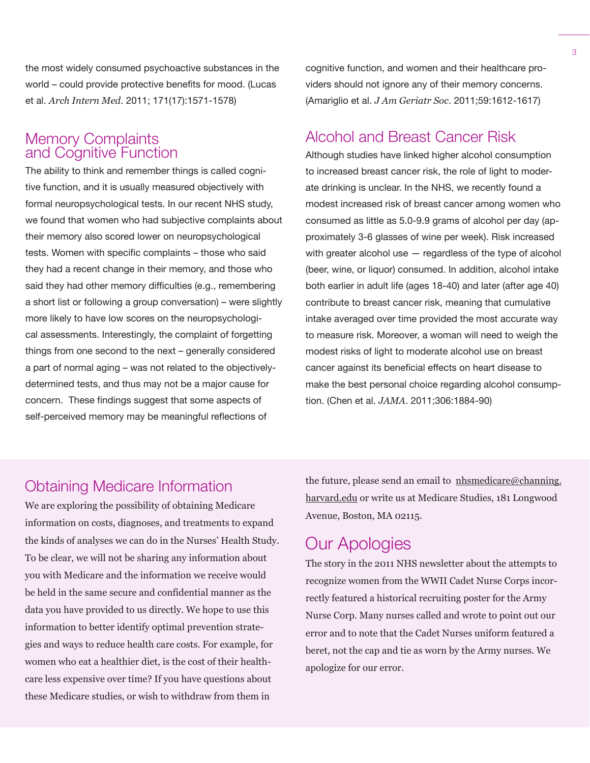the most widely consumed psychoactive substances in the world – could provide protective benefits for mood. (Lucas et al. *Arch Intern Med*. 2011; 171(17):1571-1578)

## Memory Complaints and Cognitive Function

The ability to think and remember things is called cognitive function, and it is usually measured objectively with formal neuropsychological tests. In our recent NHS study, we found that women who had subjective complaints about their memory also scored lower on neuropsychological tests. Women with specific complaints – those who said they had a recent change in their memory, and those who said they had other memory difficulties (e.g., remembering a short list or following a group conversation) – were slightly more likely to have low scores on the neuropsychological assessments. Interestingly, the complaint of forgetting things from one second to the next – generally considered a part of normal aging – was not related to the objectively-determined tests, and thus may not be a major cause for concern. These findings suggest that some aspects of self-perceived memory may be meaningful reflections of cognitive function, and women and their healthcare providers should not ignore any of their memory concerns. (Amariglio et al. *J Am Geriatr Soc*. 2011;59:1612-1617)

## Alcohol and Breast Cancer Risk

Although studies have linked higher alcohol consumption to increased breast cancer risk, the role of light to moderate drinking is unclear. In the NHS, we recently found a modest increased risk of breast cancer among women who consumed as little as 5.0-9.9 grams of alcohol per day (approximately 3-6 glasses of wine per week). Risk increased with greater alcohol use — regardless of the type of alcohol (beer, wine, or liquor) consumed. In addition, alcohol intake both earlier in adult life (ages 18-40) and later (after age 40) contribute to breast cancer risk, meaning that cumulative intake averaged over time provided the most accurate way to measure risk. Moreover, a woman will need to weigh the modest risks of light to moderate alcohol use on breast cancer against its beneficial effects on heart disease to make the best personal choice regarding alcohol consumption. (Chen et al. *JAMA*. 2011;306:1884-90)

## Obtaining Medicare Information

We are exploring the possibility of obtaining Medicare information on costs, diagnoses, and treatments to expand the kinds of analyses we can do in the Nurses' Health Study. To be clear, we will not be sharing any information about you with Medicare and the information we receive would be held in the same secure and confidential manner as the data you have provided to us directly. We hope to use this information to better identify optimal prevention strategies and ways to reduce health care costs. For example, for women who eat a healthier diet, is the cost of their healthcare less expensive over time? If you have questions about these Medicare studies, or wish to withdraw from them in the future, please send an email to nhsmedicare@channing.harvard.edu or write us at Medicare Studies, 181 Longwood Avenue, Boston, MA 02115.

## Our Apologies

The story in the 2011 NHS newsletter about the attempts to recognize women from the WWII Cadet Nurse Corps incorrectly featured a historical recruiting poster for the Army Nurse Corp. Many nurses called and wrote to point out our error and to note that the Cadet Nurses uniform featured a beret, not the cap and tie as worn by the Army nurses. We apologize for our error.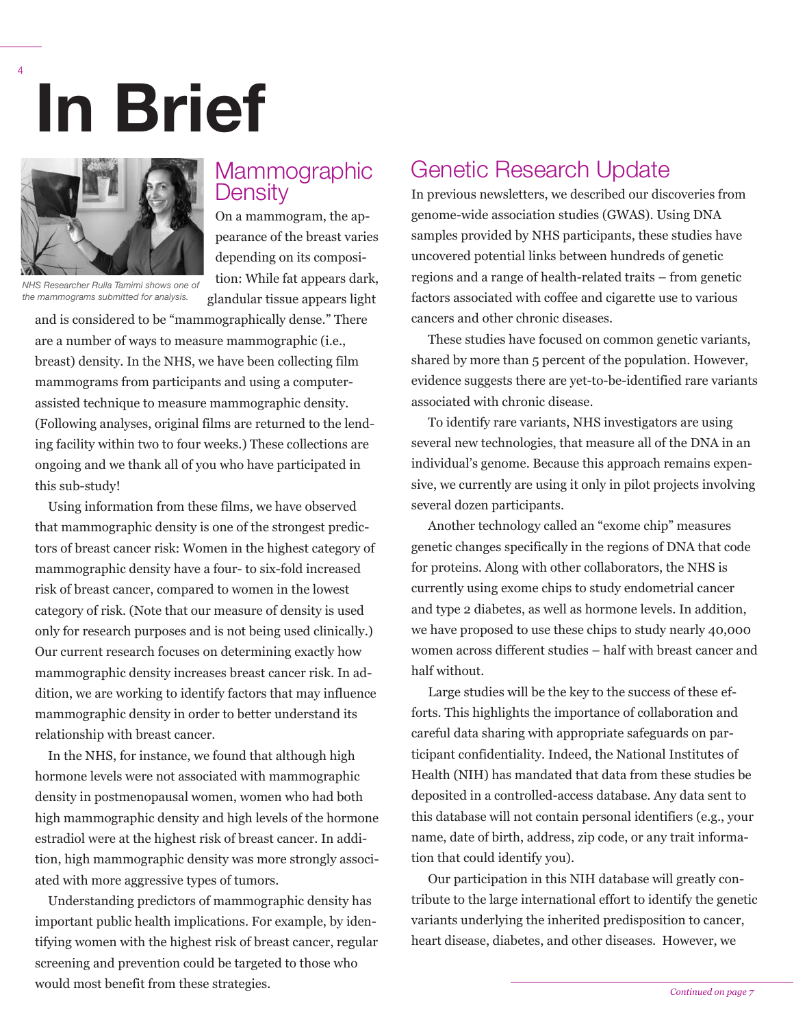# In Brief

## Mammographic Density

NHS Researcher Rulla Tamimi shows one of the mammograms submitted for analysis.

On a mammogram, the appearance of the breast varies depending on its composition: While fat appears dark, glandular tissue appears light and is considered to be "mammographically dense." There are a number of ways to measure mammographic (i.e., breast) density. In the NHS, we have been collecting film mammograms from participants and using a computer-assisted technique to measure mammographic density. (Following analyses, original films are returned to the lending facility within two to four weeks.) These collections are ongoing and we thank all of you who have participated in this sub-study!

Using information from these films, we have observed that mammographic density is one of the strongest predictors of breast cancer risk: Women in the highest category of mammographic density have a four- to six-fold increased risk of breast cancer, compared to women in the lowest category of risk. (Note that our measure of density is used only for research purposes and is not being used clinically.) Our current research focuses on determining exactly how mammographic density increases breast cancer risk. In addition, we are working to identify factors that may influence mammographic density in order to better understand its relationship with breast cancer.

In the NHS, for instance, we found that although high hormone levels were not associated with mammographic density in postmenopausal women, women who had both high mammographic density and high levels of the hormone estradiol were at the highest risk of breast cancer. In addition, high mammographic density was more strongly associated with more aggressive types of tumors.

Understanding predictors of mammographic density has important public health implications. For example, by identifying women with the highest risk of breast cancer, regular screening and prevention could be targeted to those who would most benefit from these strategies.

## Genetic Research Update

In previous newsletters, we described our discoveries from genome-wide association studies (GWAS). Using DNA samples provided by NHS participants, these studies have uncovered potential links between hundreds of genetic regions and a range of health-related traits – from genetic factors associated with coffee and cigarette use to various cancers and other chronic diseases.

These studies have focused on common genetic variants, shared by more than 5 percent of the population. However, evidence suggests there are yet-to-be-identified rare variants associated with chronic disease.

To identify rare variants, NHS investigators are using several new technologies, that measure all of the DNA in an individual's genome. Because this approach remains expensive, we currently are using it only in pilot projects involving several dozen participants.

Another technology called an "exome chip" measures genetic changes specifically in the regions of DNA that code for proteins. Along with other collaborators, the NHS is currently using exome chips to study endometrial cancer and type 2 diabetes, as well as hormone levels. In addition, we have proposed to use these chips to study nearly 40,000 women across different studies – half with breast cancer and half without.

Large studies will be the key to the success of these efforts. This highlights the importance of collaboration and careful data sharing with appropriate safeguards on participant confidentiality. Indeed, the National Institutes of Health (NIH) has mandated that data from these studies be deposited in a controlled-access database. Any data sent to this database will not contain personal identifiers (e.g., your name, date of birth, address, zip code, or any trait information that could identify you).

Our participation in this NIH database will greatly contribute to the large international effort to identify the genetic variants underlying the inherited predisposition to cancer, heart disease, diabetes, and other diseases. However, we

*Continued on page 7*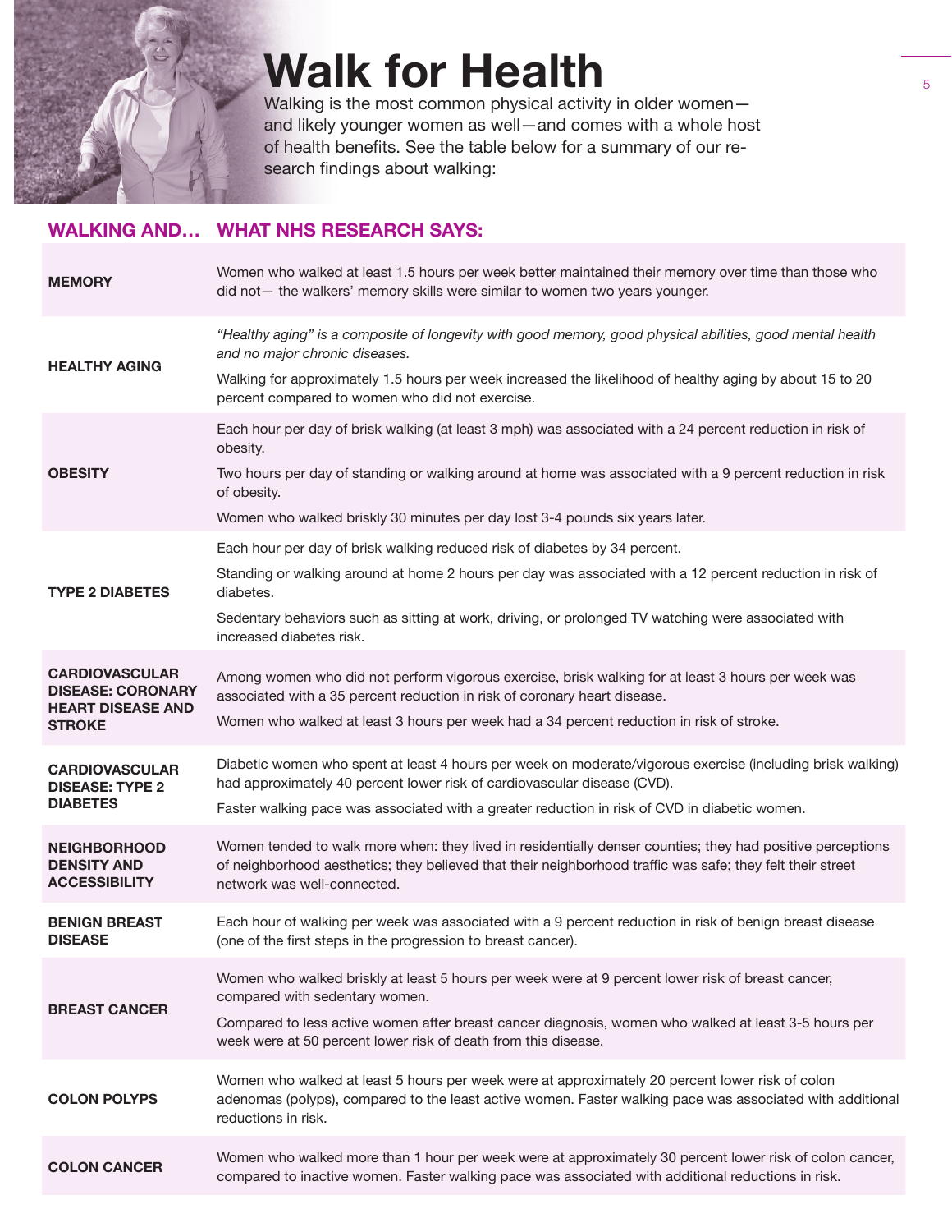# Walk for Health

Walking is the most common physical activity in older women—and likely younger women as well—and comes with a whole host of health benefits. See the table below for a summary of our research findings about walking:

| WALKING AND... | WHAT NHS RESEARCH SAYS: |
|---|---|
| **MEMORY** | Women who walked at least 1.5 hours per week better maintained their memory over time than those who did not— the walkers' memory skills were similar to women two years younger. |
| **HEALTHY AGING** | *"Healthy aging" is a composite of longevity with good memory, good physical abilities, good mental health and no major chronic diseases.* <br> Walking for approximately 1.5 hours per week increased the likelihood of healthy aging by about 15 to 20 percent compared to women who did not exercise. |
| **OBESITY** | Each hour per day of brisk walking (at least 3 mph) was associated with a 24 percent reduction in risk of obesity. <br> Two hours per day of standing or walking around at home was associated with a 9 percent reduction in risk of obesity. <br> Women who walked briskly 30 minutes per day lost 3-4 pounds six years later. |
| **TYPE 2 DIABETES** | Each hour per day of brisk walking reduced risk of diabetes by 34 percent. <br> Standing or walking around at home 2 hours per day was associated with a 12 percent reduction in risk of diabetes. <br> Sedentary behaviors such as sitting at work, driving, or prolonged TV watching were associated with increased diabetes risk. |
| **CARDIOVASCULAR DISEASE: CORONARY HEART DISEASE AND STROKE** | Among women who did not perform vigorous exercise, brisk walking for at least 3 hours per week was associated with a 35 percent reduction in risk of coronary heart disease. <br> Women who walked at least 3 hours per week had a 34 percent reduction in risk of stroke. |
| **CARDIOVASCULAR DISEASE: TYPE 2 DIABETES** | Diabetic women who spent at least 4 hours per week on moderate/vigorous exercise (including brisk walking) had approximately 40 percent lower risk of cardiovascular disease (CVD). <br> Faster walking pace was associated with a greater reduction in risk of CVD in diabetic women. |
| **NEIGHBORHOOD DENSITY AND ACCESSIBILITY** | Women tended to walk more when: they lived in residentially denser counties; they had positive perceptions of neighborhood aesthetics; they believed that their neighborhood traffic was safe; they felt their street network was well-connected. |
| **BENIGN BREAST DISEASE** | Each hour of walking per week was associated with a 9 percent reduction in risk of benign breast disease (one of the first steps in the progression to breast cancer). |
| **BREAST CANCER** | Women who walked briskly at least 5 hours per week were at 9 percent lower risk of breast cancer, compared with sedentary women. <br> Compared to less active women after breast cancer diagnosis, women who walked at least 3-5 hours per week were at 50 percent lower risk of death from this disease. |
| **COLON POLYPS** | Women who walked at least 5 hours per week were at approximately 20 percent lower risk of colon adenomas (polyps), compared to the least active women. Faster walking pace was associated with additional reductions in risk. |
| **COLON CANCER** | Women who walked more than 1 hour per week were at approximately 30 percent lower risk of colon cancer, compared to inactive women. Faster walking pace was associated with additional reductions in risk. |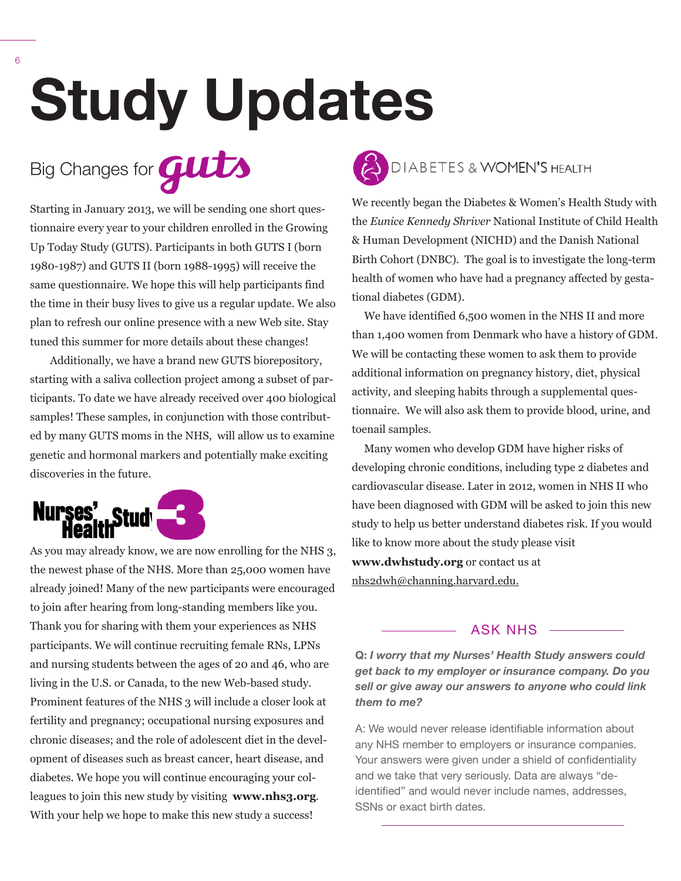# Study Updates

## Big Changes for guts

Starting in January 2013, we will be sending one short questionnaire every year to your children enrolled in the Growing Up Today Study (GUTS). Participants in both GUTS I (born 1980-1987) and GUTS II (born 1988-1995) will receive the same questionnaire. We hope this will help participants find the time in their busy lives to give us a regular update. We also plan to refresh our online presence with a new Web site. Stay tuned this summer for more details about these changes!

Additionally, we have a brand new GUTS biorepository, starting with a saliva collection project among a subset of participants. To date we have already received over 400 biological samples! These samples, in conjunction with those contributed by many GUTS moms in the NHS, will allow us to examine genetic and hormonal markers and potentially make exciting discoveries in the future.

## Nurses' Health Study 3

As you may already know, we are now enrolling for the NHS 3, the newest phase of the NHS. More than 25,000 women have already joined! Many of the new participants were encouraged to join after hearing from long-standing members like you. Thank you for sharing with them your experiences as NHS participants. We will continue recruiting female RNs, LPNs and nursing students between the ages of 20 and 46, who are living in the U.S. or Canada, to the new Web-based study. Prominent features of the NHS 3 will include a closer look at fertility and pregnancy; occupational nursing exposures and chronic diseases; and the role of adolescent diet in the development of diseases such as breast cancer, heart disease, and diabetes. We hope you will continue encouraging your colleagues to join this new study by visiting **www.nhs3.org**. With your help we hope to make this new study a success!

## Diabetes & Women's Health

We recently began the Diabetes & Women's Health Study with the *Eunice Kennedy Shriver* National Institute of Child Health & Human Development (NICHD) and the Danish National Birth Cohort (DNBC). The goal is to investigate the long-term health of women who have had a pregnancy affected by gestational diabetes (GDM).

We have identified 6,500 women in the NHS II and more than 1,400 women from Denmark who have a history of GDM. We will be contacting these women to ask them to provide additional information on pregnancy history, diet, physical activity, and sleeping habits through a supplemental questionnaire. We will also ask them to provide blood, urine, and toenail samples.

Many women who develop GDM have higher risks of developing chronic conditions, including type 2 diabetes and cardiovascular disease. Later in 2012, women in NHS II who have been diagnosed with GDM will be asked to join this new study to help us better understand diabetes risk. If you would like to know more about the study please visit **www.dwhstudy.org** or contact us at nhs2dwh@channing.harvard.edu.

## ASK NHS

**Q:** ***I worry that my Nurses' Health Study answers could get back to my employer or insurance company. Do you sell or give away our answers to anyone who could link them to me?***

A: We would never release identifiable information about any NHS member to employers or insurance companies. Your answers were given under a shield of confidentiality and we take that very seriously. Data are always "de-identified" and would never include names, addresses, SSNs or exact birth dates.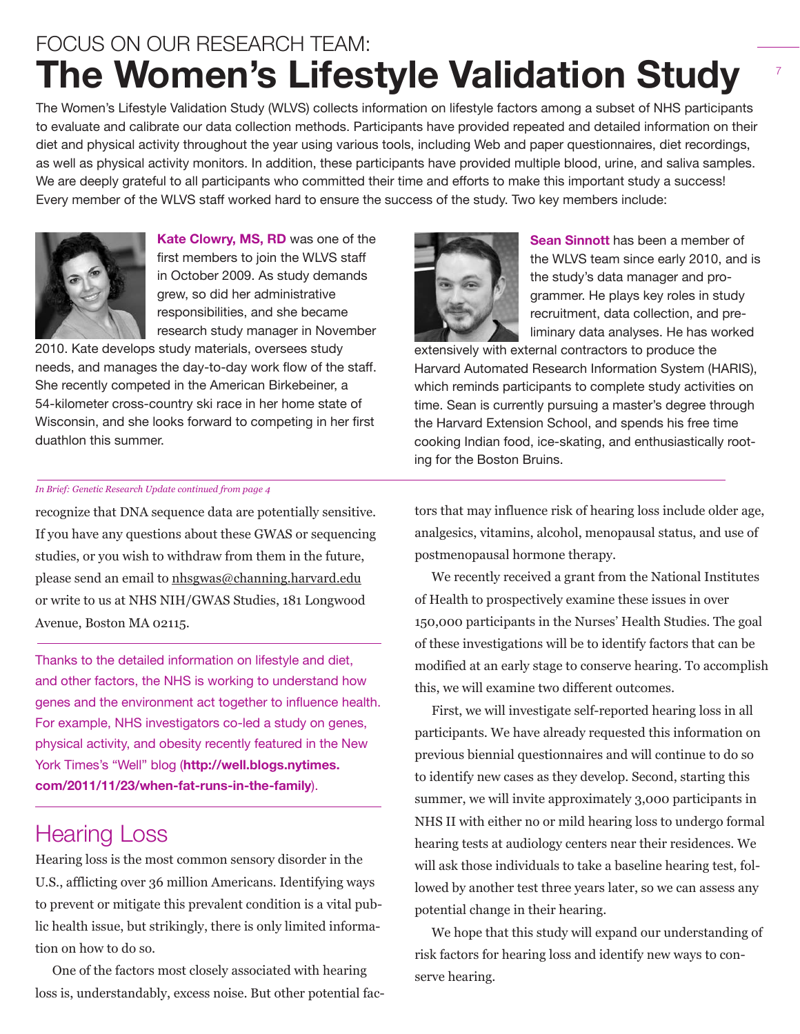FOCUS ON OUR RESEARCH TEAM:

# The Women's Lifestyle Validation Study

The Women's Lifestyle Validation Study (WLVS) collects information on lifestyle factors among a subset of NHS participants to evaluate and calibrate our data collection methods. Participants have provided repeated and detailed information on their diet and physical activity throughout the year using various tools, including Web and paper questionnaires, diet recordings, as well as physical activity monitors. In addition, these participants have provided multiple blood, urine, and saliva samples. We are deeply grateful to all participants who committed their time and efforts to make this important study a success! Every member of the WLVS staff worked hard to ensure the success of the study. Two key members include:

**Kate Clowry, MS, RD** was one of the first members to join the WLVS staff in October 2009. As study demands grew, so did her administrative responsibilities, and she became research study manager in November 2010. Kate develops study materials, oversees study needs, and manages the day-to-day work flow of the staff. She recently competed in the American Birkebeiner, a 54-kilometer cross-country ski race in her home state of Wisconsin, and she looks forward to competing in her first duathlon this summer.

**Sean Sinnott** has been a member of the WLVS team since early 2010, and is the study's data manager and programmer. He plays key roles in study recruitment, data collection, and preliminary data analyses. He has worked extensively with external contractors to produce the Harvard Automated Research Information System (HARIS), which reminds participants to complete study activities on time. Sean is currently pursuing a master's degree through the Harvard Extension School, and spends his free time cooking Indian food, ice-skating, and enthusiastically rooting for the Boston Bruins.

*In Brief: Genetic Research Update continued from page 4*

recognize that DNA sequence data are potentially sensitive. If you have any questions about these GWAS or sequencing studies, or you wish to withdraw from them in the future, please send an email to nhsgwas@channing.harvard.edu or write to us at NHS NIH/GWAS Studies, 181 Longwood Avenue, Boston MA 02115.

Thanks to the detailed information on lifestyle and diet, and other factors, the NHS is working to understand how genes and the environment act together to influence health. For example, NHS investigators co-led a study on genes, physical activity, and obesity recently featured in the New York Times's "Well" blog (**http://well.blogs.nytimes.com/2011/11/23/when-fat-runs-in-the-family**).

## Hearing Loss

Hearing loss is the most common sensory disorder in the U.S., afflicting over 36 million Americans. Identifying ways to prevent or mitigate this prevalent condition is a vital public health issue, but strikingly, there is only limited information on how to do so.

One of the factors most closely associated with hearing loss is, understandably, excess noise. But other potential factors that may influence risk of hearing loss include older age, analgesics, vitamins, alcohol, menopausal status, and use of postmenopausal hormone therapy.

We recently received a grant from the National Institutes of Health to prospectively examine these issues in over 150,000 participants in the Nurses' Health Studies. The goal of these investigations will be to identify factors that can be modified at an early stage to conserve hearing. To accomplish this, we will examine two different outcomes.

First, we will investigate self-reported hearing loss in all participants. We have already requested this information on previous biennial questionnaires and will continue to do so to identify new cases as they develop. Second, starting this summer, we will invite approximately 3,000 participants in NHS II with either no or mild hearing loss to undergo formal hearing tests at audiology centers near their residences. We will ask those individuals to take a baseline hearing test, followed by another test three years later, so we can assess any potential change in their hearing.

We hope that this study will expand our understanding of risk factors for hearing loss and identify new ways to conserve hearing.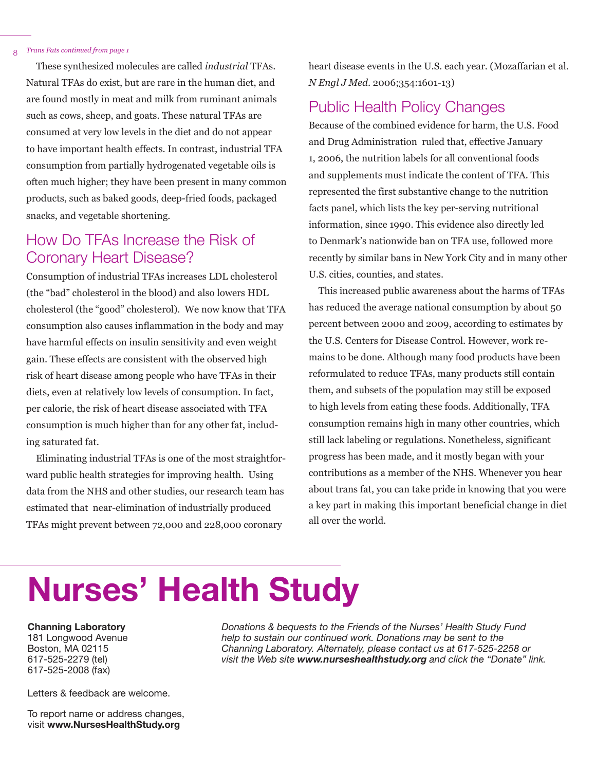*Trans Fats continued from page 1*

These synthesized molecules are called *industrial* TFAs. Natural TFAs do exist, but are rare in the human diet, and are found mostly in meat and milk from ruminant animals such as cows, sheep, and goats. These natural TFAs are consumed at very low levels in the diet and do not appear to have important health effects. In contrast, industrial TFA consumption from partially hydrogenated vegetable oils is often much higher; they have been present in many common products, such as baked goods, deep-fried foods, packaged snacks, and vegetable shortening.

## How Do TFAs Increase the Risk of Coronary Heart Disease?

Consumption of industrial TFAs increases LDL cholesterol (the "bad" cholesterol in the blood) and also lowers HDL cholesterol (the "good" cholesterol). We now know that TFA consumption also causes inflammation in the body and may have harmful effects on insulin sensitivity and even weight gain. These effects are consistent with the observed high risk of heart disease among people who have TFAs in their diets, even at relatively low levels of consumption. In fact, per calorie, the risk of heart disease associated with TFA consumption is much higher than for any other fat, including saturated fat.

Eliminating industrial TFAs is one of the most straightforward public health strategies for improving health. Using data from the NHS and other studies, our research team has estimated that near-elimination of industrially produced TFAs might prevent between 72,000 and 228,000 coronary heart disease events in the U.S. each year. (Mozaffarian et al. *N Engl J Med*. 2006;354:1601-13)

## Public Health Policy Changes

Because of the combined evidence for harm, the U.S. Food and Drug Administration ruled that, effective January 1, 2006, the nutrition labels for all conventional foods and supplements must indicate the content of TFA. This represented the first substantive change to the nutrition facts panel, which lists the key per-serving nutritional information, since 1990. This evidence also directly led to Denmark's nationwide ban on TFA use, followed more recently by similar bans in New York City and in many other U.S. cities, counties, and states.

This increased public awareness about the harms of TFAs has reduced the average national consumption by about 50 percent between 2000 and 2009, according to estimates by the U.S. Centers for Disease Control. However, work remains to be done. Although many food products have been reformulated to reduce TFAs, many products still contain them, and subsets of the population may still be exposed to high levels from eating these foods. Additionally, TFA consumption remains high in many other countries, which still lack labeling or regulations. Nonetheless, significant progress has been made, and it mostly began with your contributions as a member of the NHS. Whenever you hear about trans fat, you can take pride in knowing that you were a key part in making this important beneficial change in diet all over the world.

# Nurses' Health Study

**Channing Laboratory**
181 Longwood Avenue
Boston, MA 02115
617-525-2279 (tel)
617-525-2008 (fax)

Letters & feedback are welcome.

To report name or address changes, visit **www.NursesHealthStudy.org**

*Donations & bequests to the Friends of the Nurses' Health Study Fund help to sustain our continued work. Donations may be sent to the Channing Laboratory. Alternately, please contact us at 617-525-2258 or visit the Web site **www.nurseshealthstudy.org** and click the "Donate" link.*